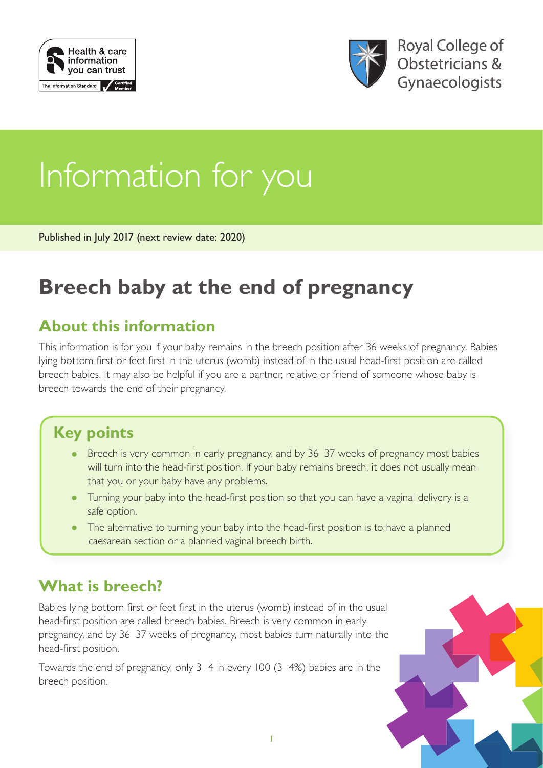Health & care information you can trust

The Information Standard Certified Member

Royal College of Obstetricians & Gynaecologists

# Information for you

Published in July 2017 (next review date: 2020)

# Breech baby at the end of pregnancy

## About this information

This information is for you if your baby remains in the breech position after 36 weeks of pregnancy. Babies lying bottom first or feet first in the uterus (womb) instead of in the usual head-first position are called breech babies. It may also be helpful if you are a partner, relative or friend of someone whose baby is breech towards the end of their pregnancy.

## Key points

- Breech is very common in early pregnancy, and by 36–37 weeks of pregnancy most babies will turn into the head-first position. If your baby remains breech, it does not usually mean that you or your baby have any problems.
- Turning your baby into the head-first position so that you can have a vaginal delivery is a safe option.
- The alternative to turning your baby into the head-first position is to have a planned caesarean section or a planned vaginal breech birth.

## What is breech?

Babies lying bottom first or feet first in the uterus (womb) instead of in the usual head-first position are called breech babies. Breech is very common in early pregnancy, and by 36–37 weeks of pregnancy, most babies turn naturally into the head-first position.

Towards the end of pregnancy, only 3–4 in every 100 (3–4%) babies are in the breech position.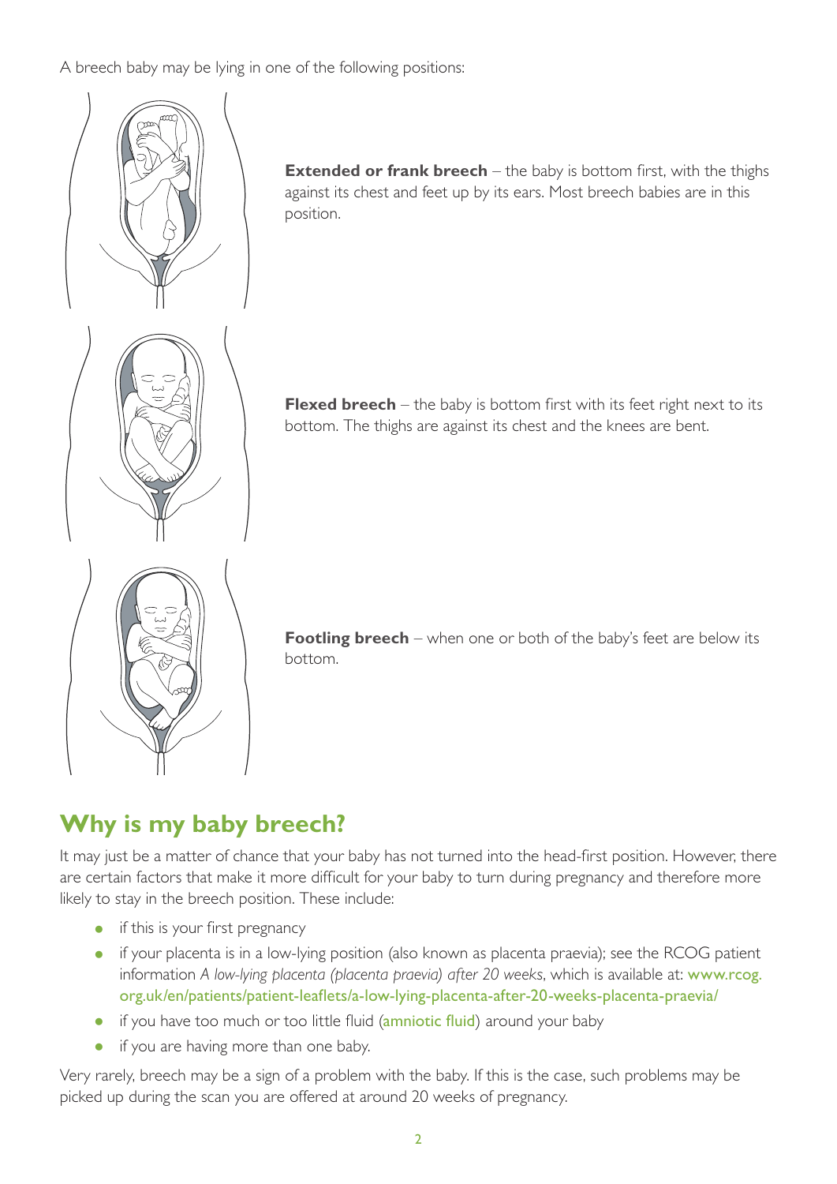A breech baby may be lying in one of the following positions:

**Extended or frank breech** – the baby is bottom first, with the thighs against its chest and feet up by its ears. Most breech babies are in this position.

**Flexed breech** – the baby is bottom first with its feet right next to its bottom. The thighs are against its chest and the knees are bent.

**Footling breech** – when one or both of the baby's feet are below its bottom.

## Why is my baby breech?

It may just be a matter of chance that your baby has not turned into the head-first position. However, there are certain factors that make it more difficult for your baby to turn during pregnancy and therefore more likely to stay in the breech position. These include:

- if this is your first pregnancy
- if your placenta is in a low-lying position (also known as placenta praevia); see the RCOG patient information *A low-lying placenta (placenta praevia) after 20 weeks*, which is available at: www.rcog.org.uk/en/patients/patient-leaflets/a-low-lying-placenta-after-20-weeks-placenta-praevia/
- if you have too much or too little fluid (amniotic fluid) around your baby
- if you are having more than one baby.

Very rarely, breech may be a sign of a problem with the baby. If this is the case, such problems may be picked up during the scan you are offered at around 20 weeks of pregnancy.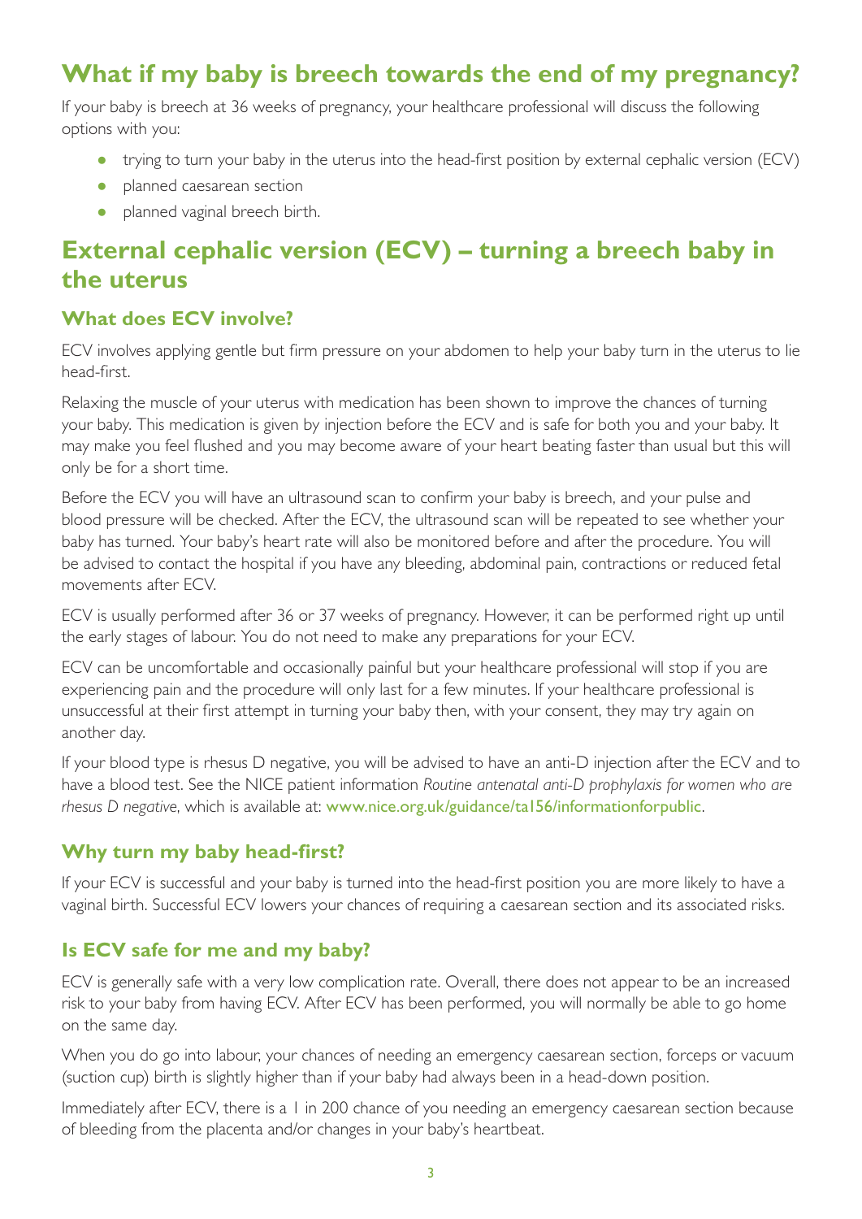## What if my baby is breech towards the end of my pregnancy?

If your baby is breech at 36 weeks of pregnancy, your healthcare professional will discuss the following options with you:

- trying to turn your baby in the uterus into the head-first position by external cephalic version (ECV)
- planned caesarean section
- planned vaginal breech birth.

## External cephalic version (ECV) – turning a breech baby in the uterus

### What does ECV involve?

ECV involves applying gentle but firm pressure on your abdomen to help your baby turn in the uterus to lie head-first.

Relaxing the muscle of your uterus with medication has been shown to improve the chances of turning your baby. This medication is given by injection before the ECV and is safe for both you and your baby. It may make you feel flushed and you may become aware of your heart beating faster than usual but this will only be for a short time.

Before the ECV you will have an ultrasound scan to confirm your baby is breech, and your pulse and blood pressure will be checked. After the ECV, the ultrasound scan will be repeated to see whether your baby has turned. Your baby's heart rate will also be monitored before and after the procedure. You will be advised to contact the hospital if you have any bleeding, abdominal pain, contractions or reduced fetal movements after ECV.

ECV is usually performed after 36 or 37 weeks of pregnancy. However, it can be performed right up until the early stages of labour. You do not need to make any preparations for your ECV.

ECV can be uncomfortable and occasionally painful but your healthcare professional will stop if you are experiencing pain and the procedure will only last for a few minutes. If your healthcare professional is unsuccessful at their first attempt in turning your baby then, with your consent, they may try again on another day.

If your blood type is rhesus D negative, you will be advised to have an anti-D injection after the ECV and to have a blood test. See the NICE patient information *Routine antenatal anti-D prophylaxis for women who are rhesus D negative*, which is available at: www.nice.org.uk/guidance/ta156/informationforpublic.

### Why turn my baby head-first?

If your ECV is successful and your baby is turned into the head-first position you are more likely to have a vaginal birth. Successful ECV lowers your chances of requiring a caesarean section and its associated risks.

### Is ECV safe for me and my baby?

ECV is generally safe with a very low complication rate. Overall, there does not appear to be an increased risk to your baby from having ECV. After ECV has been performed, you will normally be able to go home on the same day.

When you do go into labour, your chances of needing an emergency caesarean section, forceps or vacuum (suction cup) birth is slightly higher than if your baby had always been in a head-down position.

Immediately after ECV, there is a 1 in 200 chance of you needing an emergency caesarean section because of bleeding from the placenta and/or changes in your baby's heartbeat.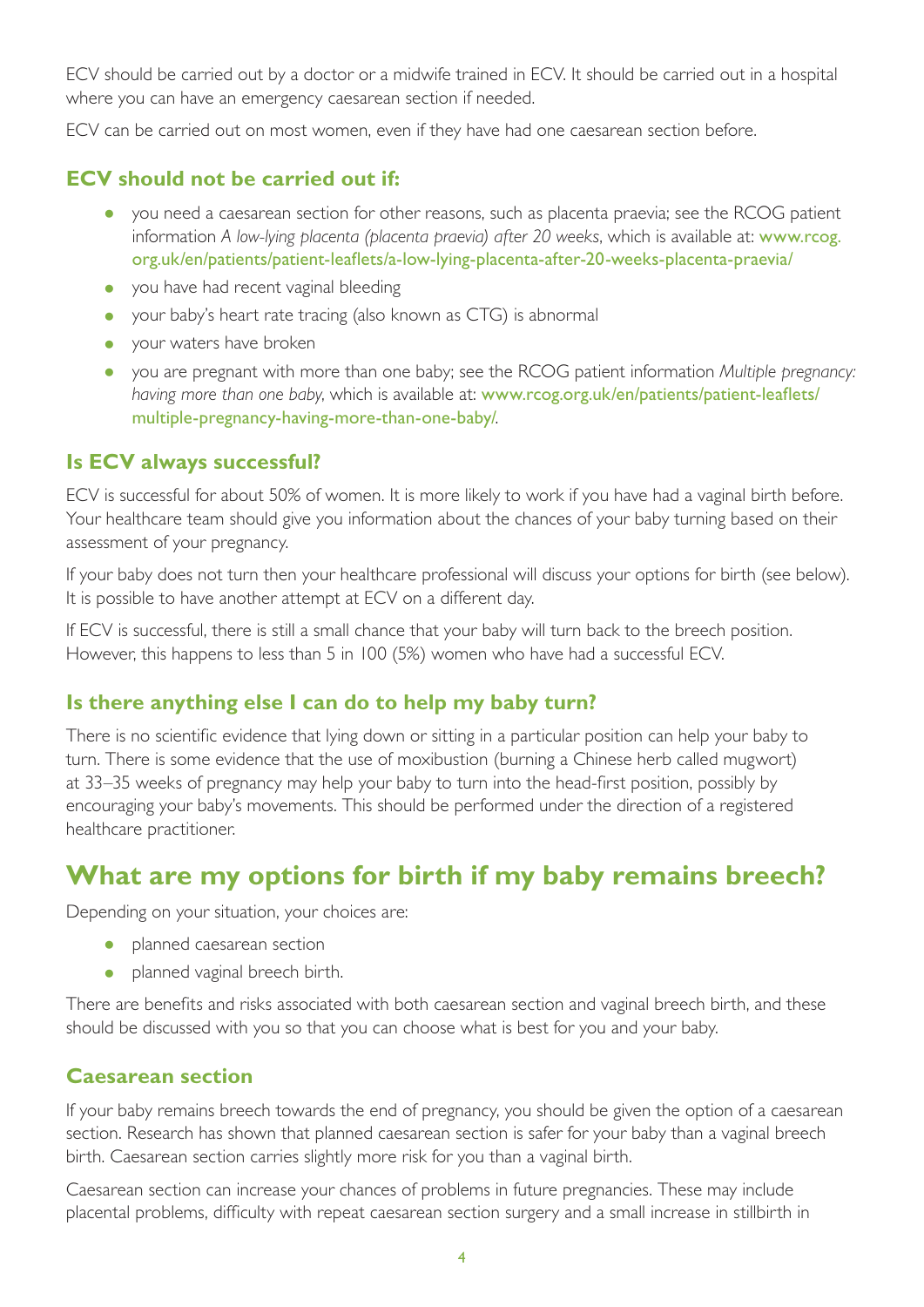ECV should be carried out by a doctor or a midwife trained in ECV. It should be carried out in a hospital where you can have an emergency caesarean section if needed.

ECV can be carried out on most women, even if they have had one caesarean section before.

### ECV should not be carried out if:

- you need a caesarean section for other reasons, such as placenta praevia; see the RCOG patient information *A low-lying placenta (placenta praevia) after 20 weeks*, which is available at: www.rcog.org.uk/en/patients/patient-leaflets/a-low-lying-placenta-after-20-weeks-placenta-praevia/
- you have had recent vaginal bleeding
- your baby's heart rate tracing (also known as CTG) is abnormal
- your waters have broken
- you are pregnant with more than one baby; see the RCOG patient information *Multiple pregnancy: having more than one baby*, which is available at: www.rcog.org.uk/en/patients/patient-leaflets/multiple-pregnancy-having-more-than-one-baby/.

### Is ECV always successful?

ECV is successful for about 50% of women. It is more likely to work if you have had a vaginal birth before. Your healthcare team should give you information about the chances of your baby turning based on their assessment of your pregnancy.

If your baby does not turn then your healthcare professional will discuss your options for birth (see below). It is possible to have another attempt at ECV on a different day.

If ECV is successful, there is still a small chance that your baby will turn back to the breech position. However, this happens to less than 5 in 100 (5%) women who have had a successful ECV.

### Is there anything else I can do to help my baby turn?

There is no scientific evidence that lying down or sitting in a particular position can help your baby to turn. There is some evidence that the use of moxibustion (burning a Chinese herb called mugwort) at 33–35 weeks of pregnancy may help your baby to turn into the head-first position, possibly by encouraging your baby's movements. This should be performed under the direction of a registered healthcare practitioner.

## What are my options for birth if my baby remains breech?

Depending on your situation, your choices are:

- planned caesarean section
- planned vaginal breech birth.

There are benefits and risks associated with both caesarean section and vaginal breech birth, and these should be discussed with you so that you can choose what is best for you and your baby.

### Caesarean section

If your baby remains breech towards the end of pregnancy, you should be given the option of a caesarean section. Research has shown that planned caesarean section is safer for your baby than a vaginal breech birth. Caesarean section carries slightly more risk for you than a vaginal birth.

Caesarean section can increase your chances of problems in future pregnancies. These may include placental problems, difficulty with repeat caesarean section surgery and a small increase in stillbirth in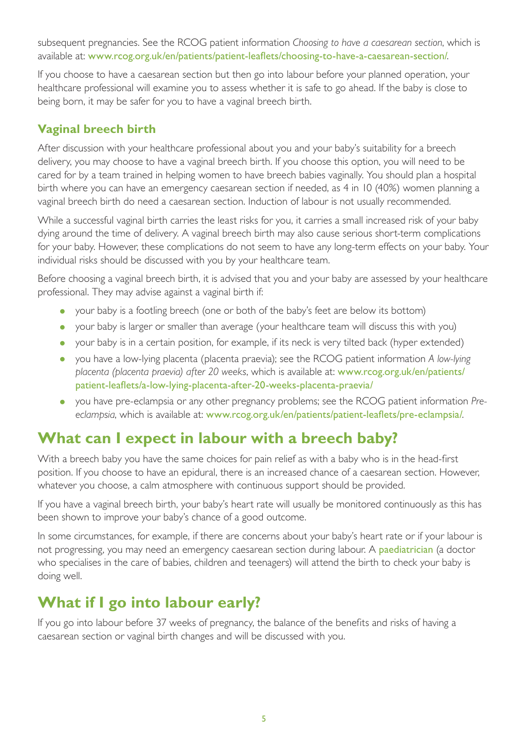subsequent pregnancies. See the RCOG patient information *Choosing to have a caesarean section*, which is available at: www.rcog.org.uk/en/patients/patient-leaflets/choosing-to-have-a-caesarean-section/.

If you choose to have a caesarean section but then go into labour before your planned operation, your healthcare professional will examine you to assess whether it is safe to go ahead. If the baby is close to being born, it may be safer for you to have a vaginal breech birth.

### Vaginal breech birth

After discussion with your healthcare professional about you and your baby's suitability for a breech delivery, you may choose to have a vaginal breech birth. If you choose this option, you will need to be cared for by a team trained in helping women to have breech babies vaginally. You should plan a hospital birth where you can have an emergency caesarean section if needed, as 4 in 10 (40%) women planning a vaginal breech birth do need a caesarean section. Induction of labour is not usually recommended.

While a successful vaginal birth carries the least risks for you, it carries a small increased risk of your baby dying around the time of delivery. A vaginal breech birth may also cause serious short-term complications for your baby. However, these complications do not seem to have any long-term effects on your baby. Your individual risks should be discussed with you by your healthcare team.

Before choosing a vaginal breech birth, it is advised that you and your baby are assessed by your healthcare professional. They may advise against a vaginal birth if:

- your baby is a footling breech (one or both of the baby's feet are below its bottom)
- your baby is larger or smaller than average (your healthcare team will discuss this with you)
- your baby is in a certain position, for example, if its neck is very tilted back (hyper extended)
- you have a low-lying placenta (placenta praevia); see the RCOG patient information *A low-lying placenta (placenta praevia) after 20 weeks*, which is available at: www.rcog.org.uk/en/patients/patient-leaflets/a-low-lying-placenta-after-20-weeks-placenta-praevia/
- you have pre-eclampsia or any other pregnancy problems; see the RCOG patient information *Pre-eclampsia*, which is available at: www.rcog.org.uk/en/patients/patient-leaflets/pre-eclampsia/.

## What can I expect in labour with a breech baby?

With a breech baby you have the same choices for pain relief as with a baby who is in the head-first position. If you choose to have an epidural, there is an increased chance of a caesarean section. However, whatever you choose, a calm atmosphere with continuous support should be provided.

If you have a vaginal breech birth, your baby's heart rate will usually be monitored continuously as this has been shown to improve your baby's chance of a good outcome.

In some circumstances, for example, if there are concerns about your baby's heart rate or if your labour is not progressing, you may need an emergency caesarean section during labour. A paediatrician (a doctor who specialises in the care of babies, children and teenagers) will attend the birth to check your baby is doing well.

## What if I go into labour early?

If you go into labour before 37 weeks of pregnancy, the balance of the benefits and risks of having a caesarean section or vaginal birth changes and will be discussed with you.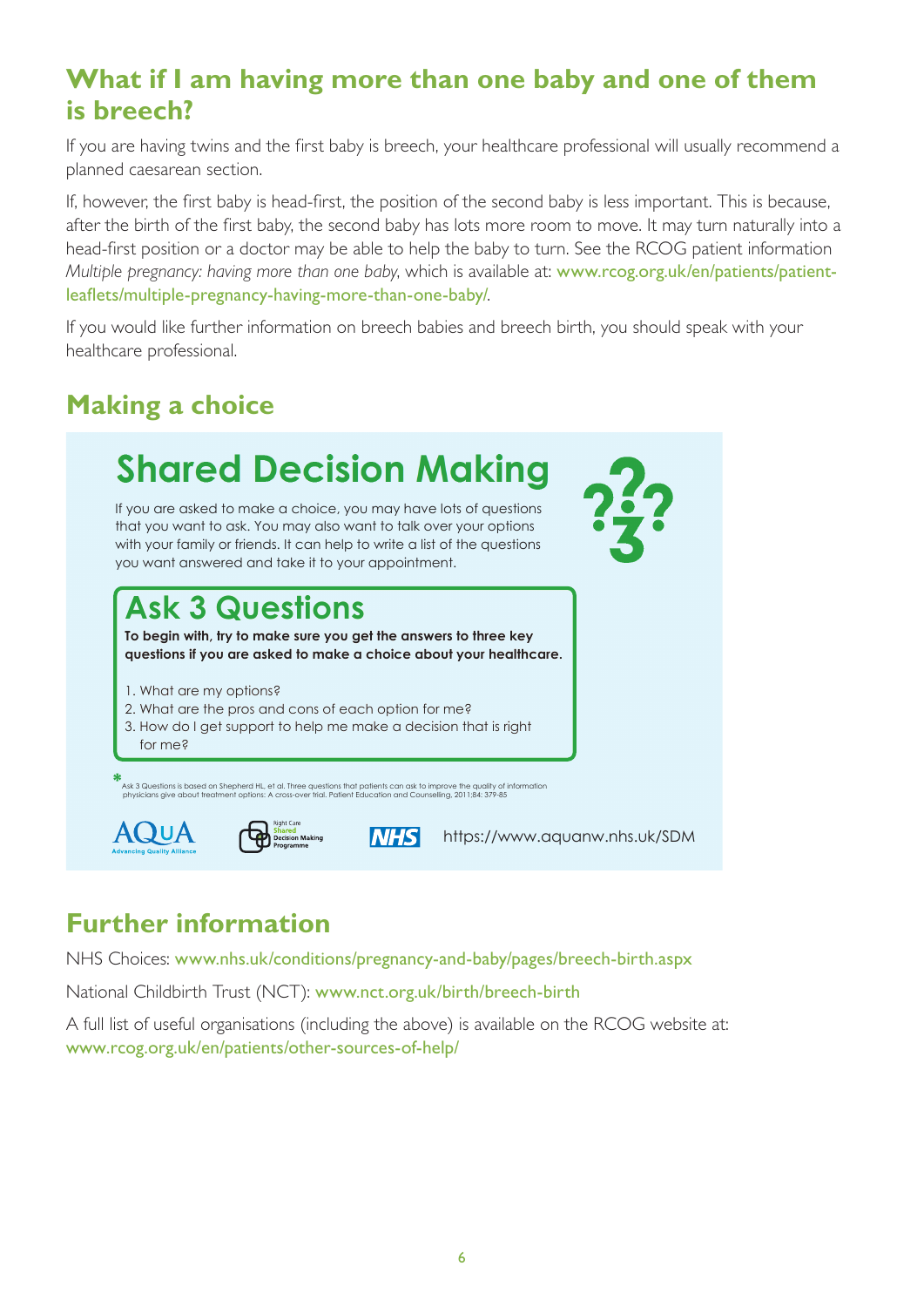## What if I am having more than one baby and one of them is breech?

If you are having twins and the first baby is breech, your healthcare professional will usually recommend a planned caesarean section.

If, however, the first baby is head-first, the position of the second baby is less important. This is because, after the birth of the first baby, the second baby has lots more room to move. It may turn naturally into a head-first position or a doctor may be able to help the baby to turn. See the RCOG patient information *Multiple pregnancy: having more than one baby*, which is available at: www.rcog.org.uk/en/patients/patient-leaflets/multiple-pregnancy-having-more-than-one-baby/.

If you would like further information on breech babies and breech birth, you should speak with your healthcare professional.

## Making a choice

### Shared Decision Making

If you are asked to make a choice, you may have lots of questions that you want to ask. You may also want to talk over your options with your family or friends. It can help to write a list of the questions you want answered and take it to your appointment.

#### Ask 3 Questions

**To begin with, try to make sure you get the answers to three key questions if you are asked to make a choice about your healthcare.**

1. What are my options?
2. What are the pros and cons of each option for me?
3. How do I get support to help me make a decision that is right for me?

* Ask 3 Questions is based on Shepherd HL, et al. Three questions that patients can ask to improve the quality of information physicians give about treatment options: A cross-over trial. Patient Education and Counselling, 2011;84: 379-85

AQuA Advancing Quality Alliance | Right Care Shared Decision Making Programme | NHS | https://www.aquanw.nhs.uk/SDM

## Further information

NHS Choices: www.nhs.uk/conditions/pregnancy-and-baby/pages/breech-birth.aspx

National Childbirth Trust (NCT): www.nct.org.uk/birth/breech-birth

A full list of useful organisations (including the above) is available on the RCOG website at: www.rcog.org.uk/en/patients/other-sources-of-help/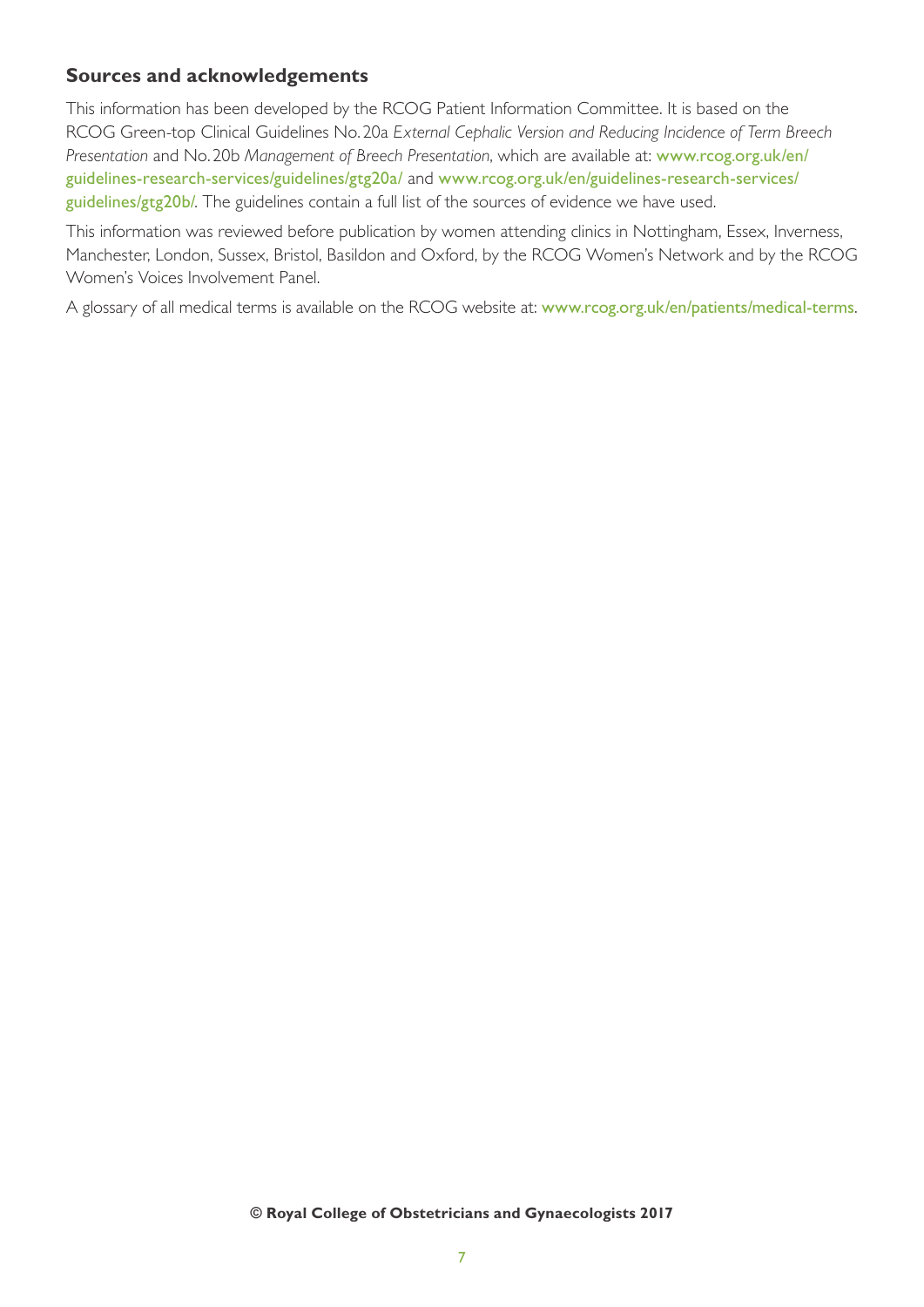## Sources and acknowledgements

This information has been developed by the RCOG Patient Information Committee. It is based on the RCOG Green-top Clinical Guidelines No. 20a *External Cephalic Version and Reducing Incidence of Term Breech Presentation* and No. 20b *Management of Breech Presentation*, which are available at: www.rcog.org.uk/en/guidelines-research-services/guidelines/gtg20a/ and www.rcog.org.uk/en/guidelines-research-services/guidelines/gtg20b/. The guidelines contain a full list of the sources of evidence we have used.

This information was reviewed before publication by women attending clinics in Nottingham, Essex, Inverness, Manchester, London, Sussex, Bristol, Basildon and Oxford, by the RCOG Women's Network and by the RCOG Women's Voices Involvement Panel.

A glossary of all medical terms is available on the RCOG website at: www.rcog.org.uk/en/patients/medical-terms.

**© Royal College of Obstetricians and Gynaecologists 2017**